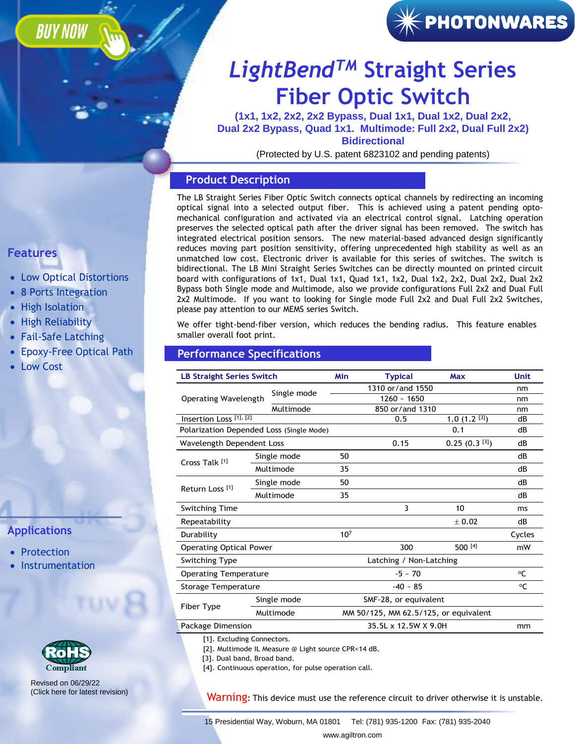BUY NOW

PHOTONWARES

# LightBend™ Straight Series Fiber Optic Switch

**(1x1, 1x2, 2x2, 2x2 Bypass, Dual 1x1, Dual 1x2, Dual 2x2, Dual 2x2 Bypass, Quad 1x1. Multimode: Full 2x2, Dual Full 2x2)**
**Bidirectional**

(Protected by U.S. patent 6823102 and pending patents)

## Product Description

The LB Straight Series Fiber Optic Switch connects optical channels by redirecting an incoming optical signal into a selected output fiber. This is achieved using a patent pending opto-mechanical configuration and activated via an electrical control signal. Latching operation preserves the selected optical path after the driver signal has been removed. The switch has integrated electrical position sensors. The new material-based advanced design significantly reduces moving part position sensitivity, offering unprecedented high stability as well as an unmatched low cost. Electronic driver is available for this series of switches. The switch is bidirectional. The LB Mini Straight Series Switches can be directly mounted on printed circuit board with configurations of 1x1, Dual 1x1, Quad 1x1, 1x2, Dual 1x2, 2x2, Dual 2x2, Dual 2x2 Bypass both Single mode and Multimode, also we provide configurations Full 2x2 and Dual Full 2x2 Multimode. If you want to looking for Single mode Full 2x2 and Dual Full 2x2 Switches, please pay attention to our MEMS series Switch.

We offer tight-bend-fiber version, which reduces the bending radius. This feature enables smaller overall foot print.

## Features

- Low Optical Distortions
- 8 Ports Integration
- High Isolation
- High Reliability
- Fail-Safe Latching
- Epoxy-Free Optical Path
- Low Cost

## Applications

- Protection
- Instrumentation

## Performance Specifications

| LB Straight Series Switch | | Min | Typical | Max | Unit |
|---|---|---|---|---|---|
| Operating Wavelength | Single mode | | 1310 or/and 1550 | | nm |
| | | | 1260 ~ 1650 | | nm |
| | Multimode | | 850 or/and 1310 | | nm |
| Insertion Loss [1], [2] | | | 0.5 | 1.0 (1.2 [3]) | dB |
| Polarization Depended Loss (Single Mode) | | | | 0.1 | dB |
| Wavelength Dependent Loss | | | 0.15 | 0.25 (0.3 [3]) | dB |
| Cross Talk [1] | Single mode | 50 | | | dB |
| | Multimode | 35 | | | dB |
| Return Loss [1] | Single mode | 50 | | | dB |
| | Multimode | 35 | | | dB |
| Switching Time | | | 3 | 10 | ms |
| Repeatability | | | | ± 0.02 | dB |
| Durability | | $10^7$ | | | Cycles |
| Operating Optical Power | | | 300 | 500 [4] | mW |
| Switching Type | | | Latching / Non-Latching | | |
| Operating Temperature | | | -5 ~ 70 | | °C |
| Storage Temperature | | | -40 ~ 85 | | °C |
| Fiber Type | Single mode | | SMF-28, or equivalent | | |
| | Multimode | | MM 50/125, MM 62.5/125, or equivalent | | |
| Package Dimension | | | 35.5L x 12.5W X 9.0H | | mm |

[1]. Excluding Connectors.
[2]. Multimode IL Measure @ Light source CPR<14 dB.
[3]. Dual band, Broad band.
[4]. Continuous operation, for pulse operation call.

**Warning**: This device must use the reference circuit to driver otherwise it is unstable.

RoHS Compliant

Revised on 06/29/22
(Click here for latest revision)

15 Presidential Way, Woburn, MA 01801 Tel: (781) 935-1200 Fax: (781) 935-2040
www.agiltron.com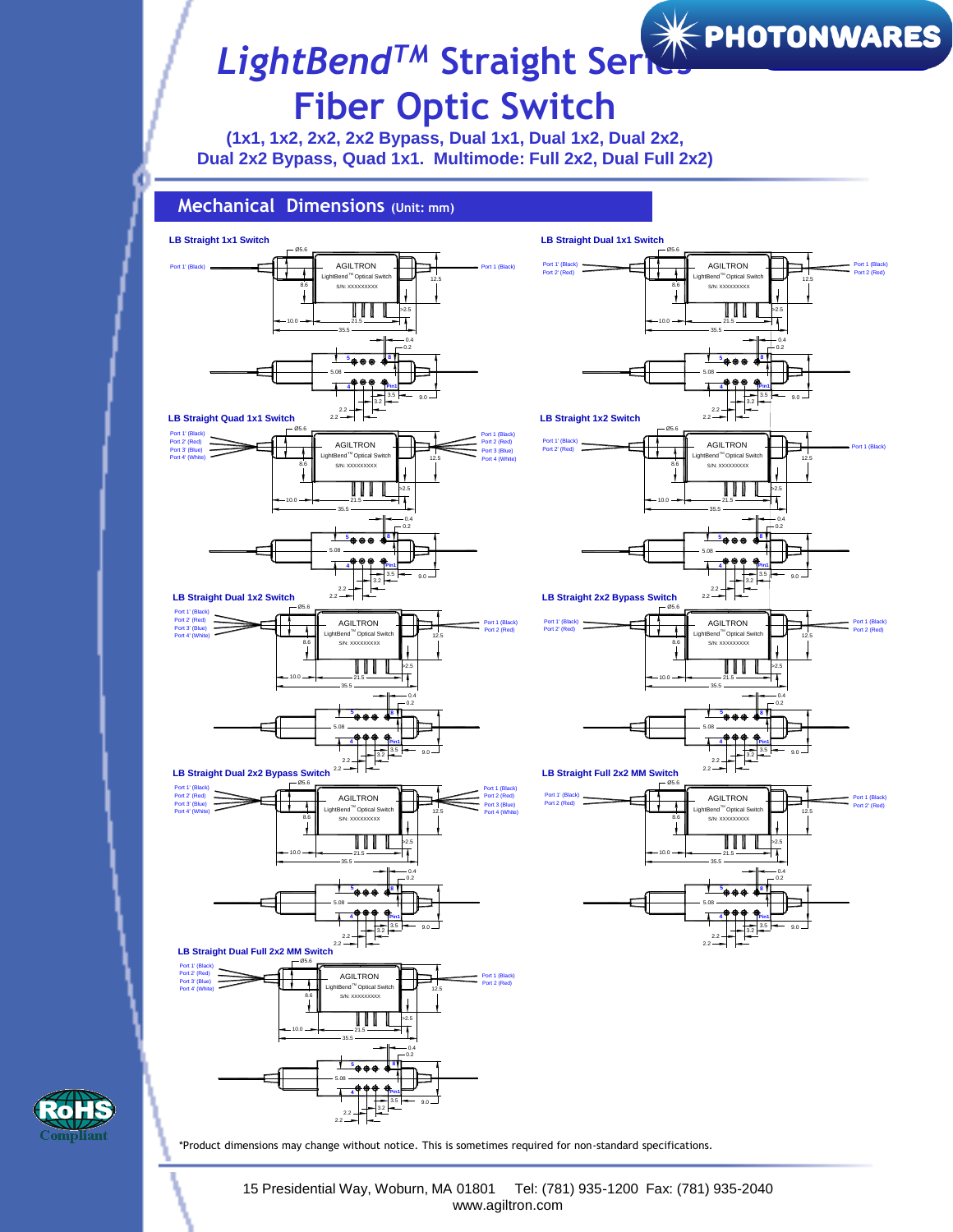# *LightBend*TM Straight Series Fiber Optic Switch

**(1x1, 1x2, 2x2, 2x2 Bypass, Dual 1x1, Dual 1x2, Dual 2x2, Dual 2x2 Bypass, Quad 1x1. Multimode: Full 2x2, Dual Full 2x2)**

## Mechanical Dimensions (Unit: mm)

**LB Straight 1x1 Switch**

**LB Straight Dual 1x1 Switch**

**LB Straight Quad 1x1 Switch**

**LB Straight 1x2 Switch**

**LB Straight Dual 1x2 Switch**

**LB Straight 2x2 Bypass Switch**

**LB Straight Dual 2x2 Bypass Switch**

**LB Straight Full 2x2 MM Switch**

**LB Straight Dual Full 2x2 MM Switch**

*Product dimensions may change without notice. This is sometimes required for non-standard specifications.

15 Presidential Way, Woburn, MA 01801 Tel: (781) 935-1200 Fax: (781) 935-2040
www.agiltron.com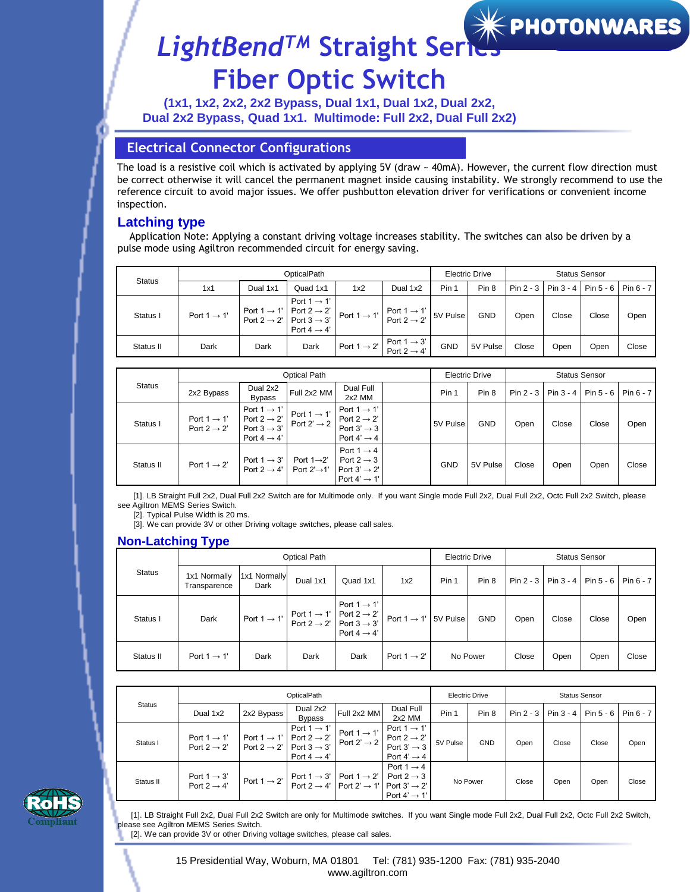# LightBend™ Straight Series Fiber Optic Switch

**(1x1, 1x2, 2x2, 2x2 Bypass, Dual 1x1, Dual 1x2, Dual 2x2, Dual 2x2 Bypass, Quad 1x1. Multimode: Full 2x2, Dual Full 2x2)**

## Electrical Connector Configurations

The load is a resistive coil which is activated by applying 5V (draw ~ 40mA). However, the current flow direction must be correct otherwise it will cancel the permanent magnet inside causing instability. We strongly recommend to use the reference circuit to avoid major issues. We offer pushbutton elevation driver for verifications or convenient income inspection.

### Latching type

Application Note: Applying a constant driving voltage increases stability. The switches can also be driven by a pulse mode using Agiltron recommended circuit for energy saving.

| Status | OpticalPath | | | | | Electric Drive | | Status Sensor | | | |
|---|---|---|---|---|---|---|---|---|---|---|---|
| | 1x1 | Dual 1x1 | Quad 1x1 | 1x2 | Dual 1x2 | Pin 1 | Pin 8 | Pin 2 - 3 | Pin 3 - 4 | Pin 5 - 6 | Pin 6 - 7 |
| Status I | Port 1 → 1' | Port 1 → 1'<br>Port 2 → 2' | Port 1 → 1'<br>Port 2 → 2'<br>Port 3 → 3'<br>Port 4 → 4' | Port 1 → 1' | Port 1 → 1'<br>Port 2 → 2' | 5V Pulse | GND | Open | Close | Close | Open |
| Status II | Dark | Dark | Dark | Port 1 → 2' | Port 1 → 3'<br>Port 2 → 4' | GND | 5V Pulse | Close | Open | Open | Close |

| Status | Optical Path | | | | | Electric Drive | | Status Sensor | | | |
|---|---|---|---|---|---|---|---|---|---|---|---|
| | 2x2 Bypass | Dual 2x2 Bypass | Full 2x2 MM | Dual Full 2x2 MM | | Pin 1 | Pin 8 | Pin 2 - 3 | Pin 3 - 4 | Pin 5 - 6 | Pin 6 - 7 |
| Status I | Port 1 → 1'<br>Port 2 → 2' | Port 1 → 1'<br>Port 2 → 2'<br>Port 3 → 3'<br>Port 4 → 4' | Port 1 → 1'<br>Port 2' → 2 | Port 1 → 1'<br>Port 2 → 2'<br>Port 3' → 3<br>Port 4' → 4 | | 5V Pulse | GND | Open | Close | Close | Open |
| Status II | Port 1 → 2' | Port 1 → 3'<br>Port 2 → 4' | Port 1→2'<br>Port 2'→1' | Port 1 → 4<br>Port 2 → 3<br>Port 3' → 2'<br>Port 4' → 1' | | GND | 5V Pulse | Close | Open | Open | Close |

[1]. LB Straight Full 2x2, Dual Full 2x2 Switch are for Multimode only. If you want Single mode Full 2x2, Dual Full 2x2, Octc Full 2x2 Switch, please see Agiltron MEMS Series Switch.
[2]. Typical Pulse Width is 20 ms.
[3]. We can provide 3V or other Driving voltage switches, please call sales.

### Non-Latching Type

| Status | Optical Path | | | | | Electric Drive | | Status Sensor | | | |
|---|---|---|---|---|---|---|---|---|---|---|---|
| | 1x1 Normally Transparence | 1x1 Normally Dark | Dual 1x1 | Quad 1x1 | 1x2 | Pin 1 | Pin 8 | Pin 2 - 3 | Pin 3 - 4 | Pin 5 - 6 | Pin 6 - 7 |
| Status I | Dark | Port 1 → 1' | Port 1 → 1'<br>Port 2 → 2' | Port 1 → 1'<br>Port 2 → 2'<br>Port 3 → 3'<br>Port 4 → 4' | Port 1 → 1' | 5V Pulse | GND | Open | Close | Close | Open |
| Status II | Port 1 → 1' | Dark | Dark | Dark | Port 1 → 2' | No Power | | Close | Open | Open | Close |

| Status | OpticalPath | | | | | Electric Drive | | Status Sensor | | | |
|---|---|---|---|---|---|---|---|---|---|---|---|
| | Dual 1x2 | 2x2 Bypass | Dual 2x2 Bypass | Full 2x2 MM | Dual Full 2x2 MM | Pin 1 | Pin 8 | Pin 2 - 3 | Pin 3 - 4 | Pin 5 - 6 | Pin 6 - 7 |
| Status I | Port 1 → 1'<br>Port 2 → 2' | Port 1 → 1'<br>Port 2 → 2' | Port 1 → 1'<br>Port 2 → 2'<br>Port 3 → 3'<br>Port 4 → 4' | Port 1 → 1'<br>Port 2' → 2 | Port 1 → 1'<br>Port 2 → 2'<br>Port 3' → 3<br>Port 4' → 4 | 5V Pulse | GND | Open | Close | Close | Open |
| Status II | Port 1 → 3'<br>Port 2 → 4' | Port 1 → 2' | Port 1 → 3'<br>Port 2 → 4' | Port 1 → 2'<br>Port 2' → 1' | Port 1 → 4<br>Port 2 → 3<br>Port 3' → 2'<br>Port 4' → 1' | No Power | | Close | Open | Open | Close |

[1]. LB Straight Full 2x2, Dual Full 2x2 Switch are only for Multimode switches. If you want Single mode Full 2x2, Dual Full 2x2, Octc Full 2x2 Switch, please see Agiltron MEMS Series Switch.
[2]. We can provide 3V or other Driving voltage switches, please call sales.

15 Presidential Way, Woburn, MA 01801 Tel: (781) 935-1200 Fax: (781) 935-2040
www.agiltron.com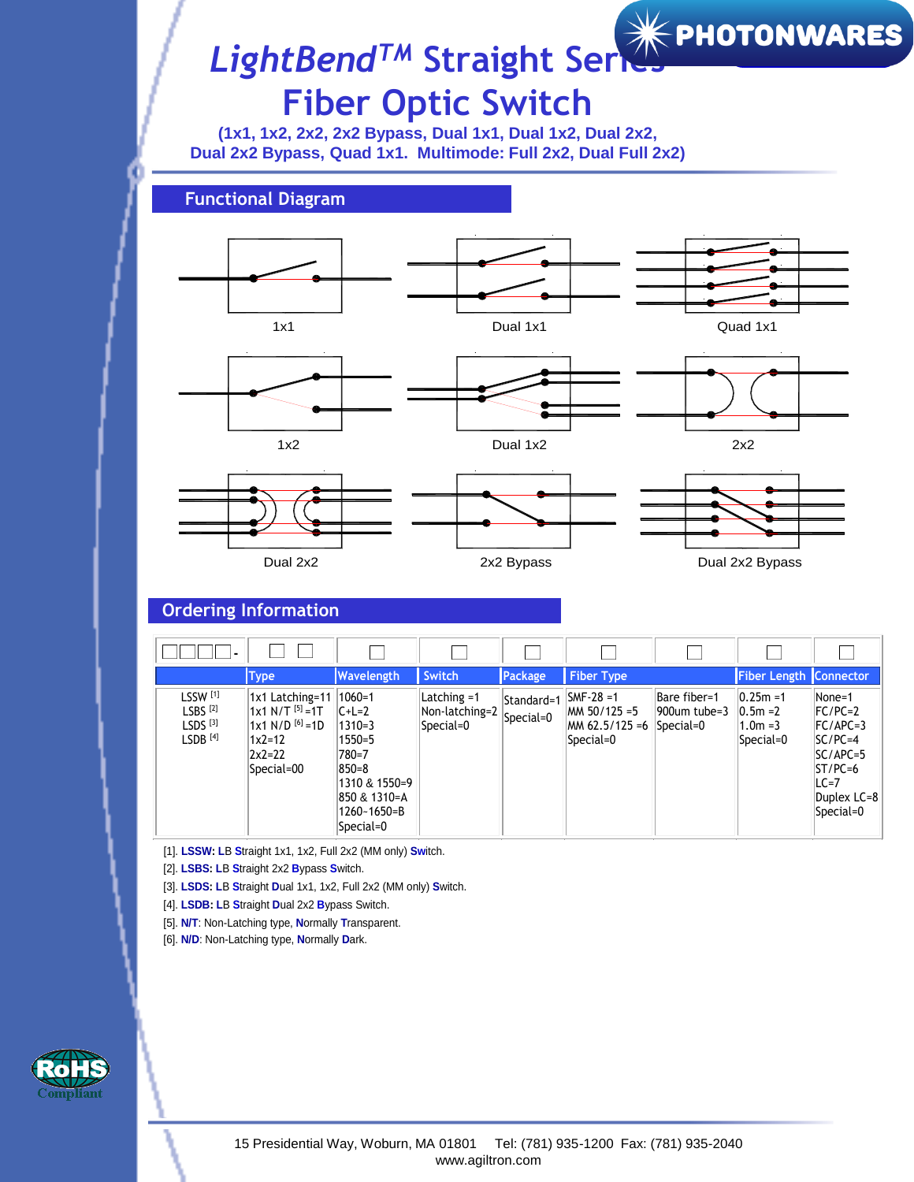# LightBend™ Straight Series Fiber Optic Switch

**(1x1, 1x2, 2x2, 2x2 Bypass, Dual 1x1, Dual 1x2, Dual 2x2, Dual 2x2 Bypass, Quad 1x1. Multimode: Full 2x2, Dual Full 2x2)**

## Functional Diagram

1x1

Dual 1x1

Quad 1x1

1x2

Dual 1x2

2x2

Dual 2x2

2x2 Bypass

Dual 2x2 Bypass

## Ordering Information

| ☐☐☐☐- | Type | Wavelength | Switch | Package | Fiber Type | | Fiber Length | Connector |
|---|---|---|---|---|---|---|---|---|
| LSSW [1]<br>LSBS [2]<br>LSDS [3]<br>LSDB [4] | 1x1 Latching=11<br>1x1 N/T [5] =1T<br>1x1 N/D [6] =1D<br>1x2=12<br>2x2=22<br>Special=00 | 1060=1<br>C+L=2<br>1310=3<br>1550=5<br>780=7<br>850=8<br>1310 & 1550=9<br>850 & 1310=A<br>1260~1650=B<br>Special=0 | Latching =1<br>Non-latching=2<br>Special=0 | Standard=1<br>Special=0 | SMF-28 =1<br>MM 50/125 =5<br>MM 62.5/125 =6<br>Special=0 | Bare fiber=1<br>900um tube=3<br>Special=0 | 0.25m =1<br>0.5m =2<br>1.0m =3<br>Special=0 | None=1<br>FC/PC=2<br>FC/APC=3<br>SC/PC=4<br>SC/APC=5<br>ST/PC=6<br>LC=7<br>Duplex LC=8<br>Special=0 |

[1]. **LSSW: L**B **S**traight 1x1, 1x2, Full 2x2 (MM only) **Sw**itch.

[2]. **LSBS: L**B **S**traight 2x2 **B**ypass **S**witch.

[3]. **LSDS: L**B **S**traight **D**ual 1x1, 1x2, Full 2x2 (MM only) **S**witch.

[4]. **LSDB: L**B **S**traight **D**ual 2x2 **B**ypass Switch.

[5]. **N/T**: Non-Latching type, **N**ormally **T**ransparent.

[6]. **N/D**: Non-Latching type, **N**ormally **D**ark.

15 Presidential Way, Woburn, MA 01801 Tel: (781) 935-1200 Fax: (781) 935-2040
www.agiltron.com